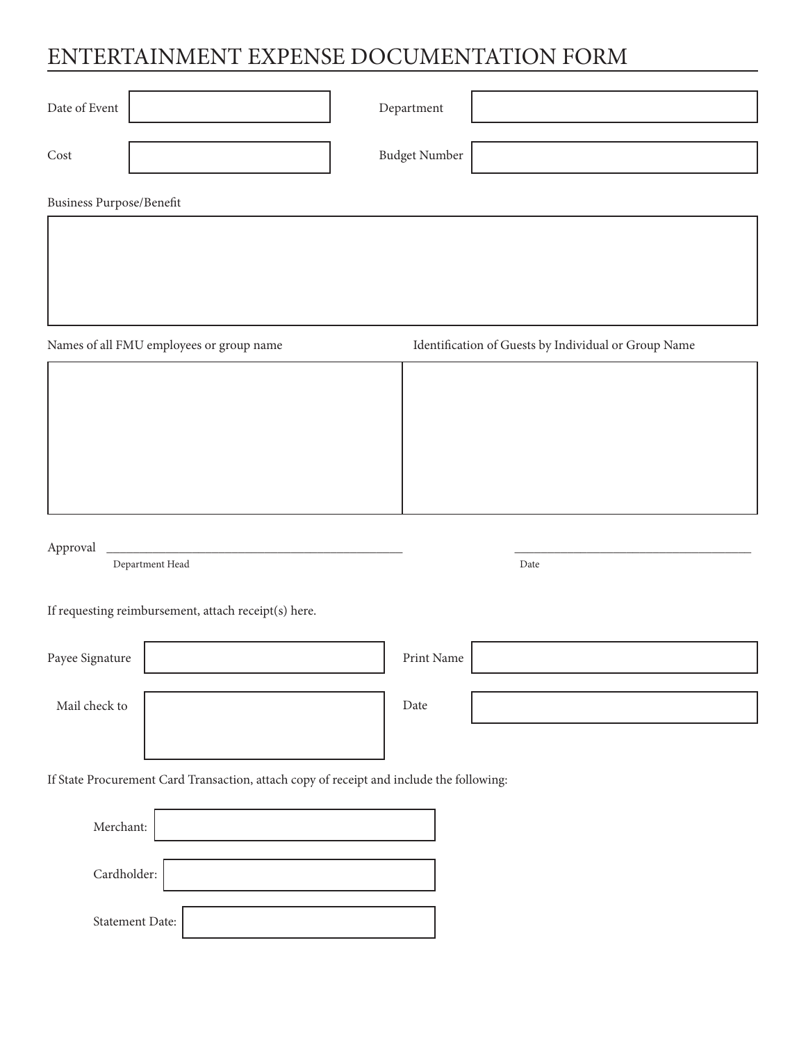# ENTERTAINMENT EXPENSE DOCUMENTATION FORM

| Date of Event | | Department | |
|---|---|---|---|
| Cost | | Budget Number | |

Business Purpose/Benefit

| |
|---|
| |

| Names of all FMU employees or group name | Identification of Guests by Individual or Group Name |
|---|---|
| | |

Approval ____________________________________________ ____________________________________

Department Head Date

If requesting reimbursement, attach receipt(s) here.

| Payee Signature | | Print Name | |
|---|---|---|---|
| Mail check to | | Date | |

If State Procurement Card Transaction, attach copy of receipt and include the following:

| Merchant: | |
|---|---|
| Cardholder: | |
| Statement Date: | |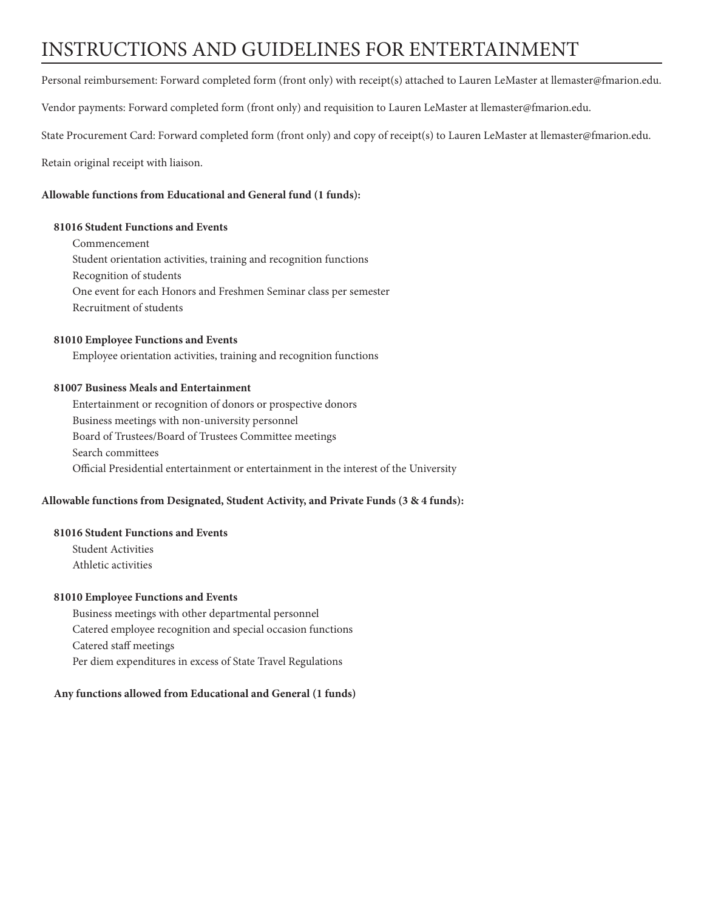# INSTRUCTIONS AND GUIDELINES FOR ENTERTAINMENT

Personal reimbursement: Forward completed form (front only) with receipt(s) attached to Lauren LeMaster at llemaster@fmarion.edu.

Vendor payments: Forward completed form (front only) and requisition to Lauren LeMaster at llemaster@fmarion.edu.

State Procurement Card: Forward completed form (front only) and copy of receipt(s) to Lauren LeMaster at llemaster@fmarion.edu.

Retain original receipt with liaison.

**Allowable functions from Educational and General fund (1 funds):**

**81016 Student Functions and Events**

- Commencement
- Student orientation activities, training and recognition functions
- Recognition of students
- One event for each Honors and Freshmen Seminar class per semester
- Recruitment of students

**81010 Employee Functions and Events**

- Employee orientation activities, training and recognition functions

**81007 Business Meals and Entertainment**

- Entertainment or recognition of donors or prospective donors
- Business meetings with non-university personnel
- Board of Trustees/Board of Trustees Committee meetings
- Search committees
- Official Presidential entertainment or entertainment in the interest of the University

**Allowable functions from Designated, Student Activity, and Private Funds (3 & 4 funds):**

**81016 Student Functions and Events**

- Student Activities
- Athletic activities

**81010 Employee Functions and Events**

- Business meetings with other departmental personnel
- Catered employee recognition and special occasion functions
- Catered staff meetings
- Per diem expenditures in excess of State Travel Regulations

**Any functions allowed from Educational and General (1 funds)**